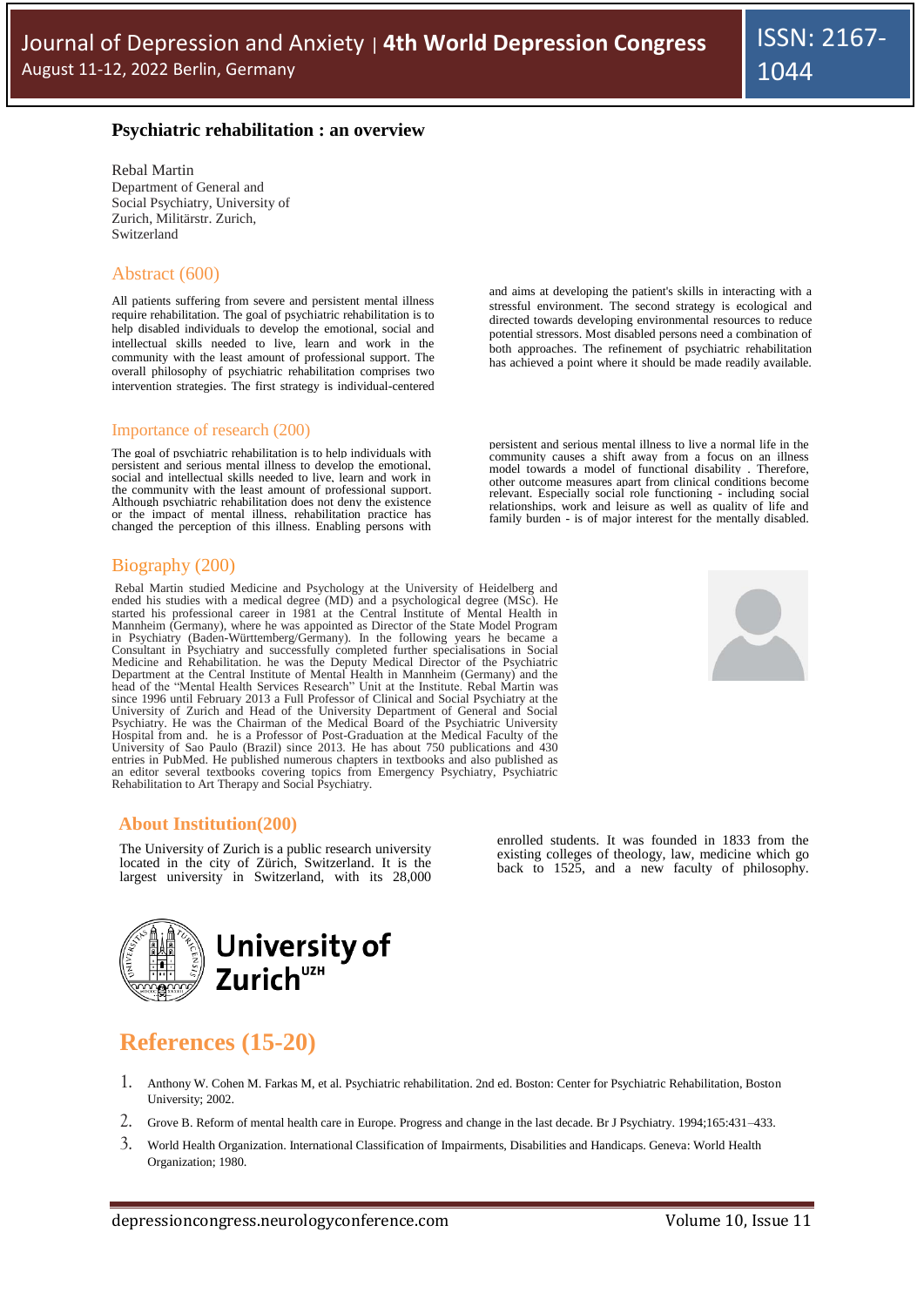# Psychiatric rehabilitation : an overview

Rebal Martin
Department of General and Social Psychiatry, University of Zurich, Militärstr. Zurich, Switzerland

## Abstract (600)

All patients suffering from severe and persistent mental illness require rehabilitation. The goal of psychiatric rehabilitation is to help disabled individuals to develop the emotional, social and intellectual skills needed to live, learn and work in the community with the least amount of professional support. The overall philosophy of psychiatric rehabilitation comprises two intervention strategies. The first strategy is individual-centered and aims at developing the patient's skills in interacting with a stressful environment. The second strategy is ecological and directed towards developing environmental resources to reduce potential stressors. Most disabled persons need a combination of both approaches. The refinement of psychiatric rehabilitation has achieved a point where it should be made readily available.

## Importance of research (200)

The goal of psychiatric rehabilitation is to help individuals with persistent and serious mental illness to develop the emotional, social and intellectual skills needed to live, learn and work in the community with the least amount of professional support. Although psychiatric rehabilitation does not deny the existence or the impact of mental illness, rehabilitation practice has changed the perception of this illness. Enabling persons with persistent and serious mental illness to live a normal life in the community causes a shift away from a focus on an illness model towards a model of functional disability . Therefore, other outcome measures apart from clinical conditions become relevant. Especially social role functioning - including social relationships, work and leisure as well as quality of life and family burden - is of major interest for the mentally disabled.

## Biography (200)

Rebal Martin studied Medicine and Psychology at the University of Heidelberg and ended his studies with a medical degree (MD) and a psychological degree (MSc). He started his professional career in 1981 at the Central Institute of Mental Health in Mannheim (Germany), where he was appointed as Director of the State Model Program in Psychiatry (Baden-Württemberg/Germany). In the following years he became a Consultant in Psychiatry and successfully completed further specialisations in Social Medicine and Rehabilitation. he was the Deputy Medical Director of the Psychiatric Department at the Central Institute of Mental Health in Mannheim (Germany) and the head of the "Mental Health Services Research" Unit at the Institute. Rebal Martin was since 1996 until February 2013 a Full Professor of Clinical and Social Psychiatry at the University of Zurich and Head of the University Department of General and Social Psychiatry. He was the Chairman of the Medical Board of the Psychiatric University Hospital from and. he is a Professor of Post-Graduation at the Medical Faculty of the University of Sao Paulo (Brazil) since 2013. He has about 750 publications and 430 entries in PubMed. He published numerous chapters in textbooks and also published as an editor several textbooks covering topics from Emergency Psychiatry, Psychiatric Rehabilitation to Art Therapy and Social Psychiatry.

## About Institution(200)

The University of Zurich is a public research university located in the city of Zürich, Switzerland. It is the largest university in Switzerland, with its 28,000 enrolled students. It was founded in 1833 from the existing colleges of theology, law, medicine which go back to 1525, and a new faculty of philosophy.

## References (15-20)

1. Anthony W. Cohen M. Farkas M, et al. Psychiatric rehabilitation. 2nd ed. Boston: Center for Psychiatric Rehabilitation, Boston University; 2002.
2. Grove B. Reform of mental health care in Europe. Progress and change in the last decade. Br J Psychiatry. 1994;165:431–433.
3. World Health Organization. International Classification of Impairments, Disabilities and Handicaps. Geneva: World Health Organization; 1980.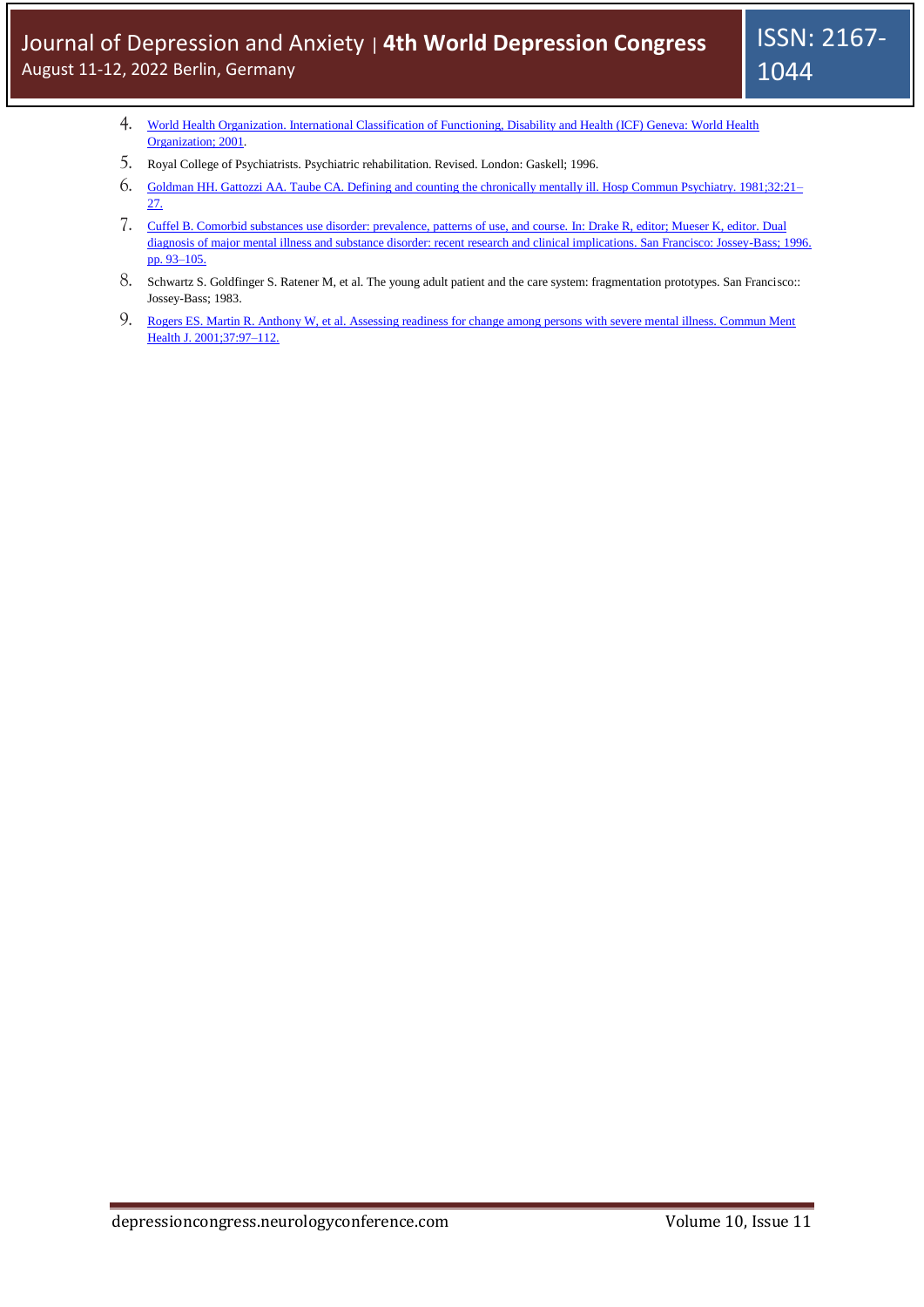4. World Health Organization. International Classification of Functioning, Disability and Health (ICF) Geneva: World Health Organization; 2001.
5. Royal College of Psychiatrists. Psychiatric rehabilitation. Revised. London: Gaskell; 1996.
6. Goldman HH. Gattozzi AA. Taube CA. Defining and counting the chronically mentally ill. Hosp Commun Psychiatry. 1981;32:21–27.
7. Cuffel B. Comorbid substances use disorder: prevalence, patterns of use, and course. In: Drake R, editor; Mueser K, editor. Dual diagnosis of major mental illness and substance disorder: recent research and clinical implications. San Francisco: Jossey-Bass; 1996. pp. 93–105.
8. Schwartz S. Goldfinger S. Ratener M, et al. The young adult patient and the care system: fragmentation prototypes. San Francisco:: Jossey-Bass; 1983.
9. Rogers ES. Martin R. Anthony W, et al. Assessing readiness for change among persons with severe mental illness. Commun Ment Health J. 2001;37:97–112.